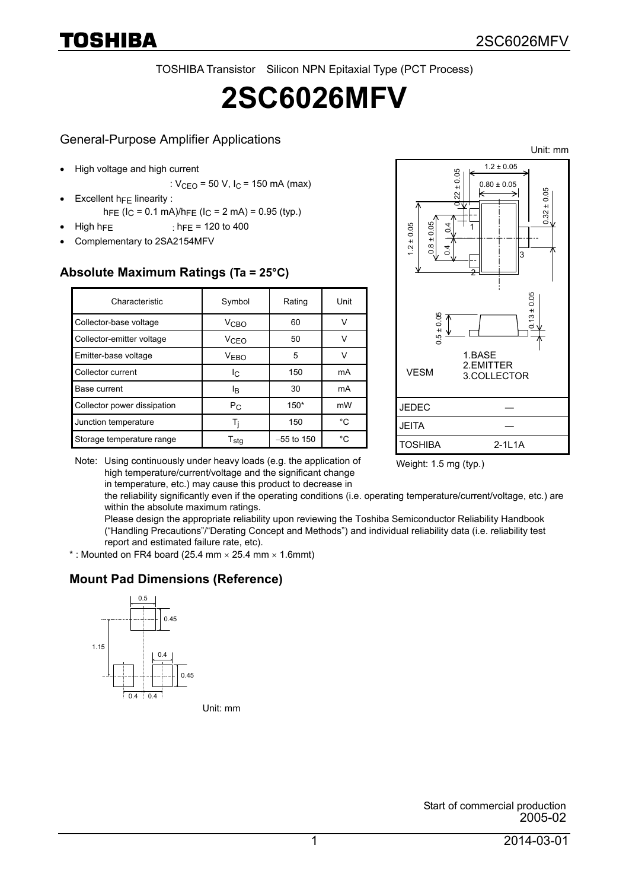TOSHIBA Transistor Silicon NPN Epitaxial Type (PCT Process)

# 2SC6026MFV

## General-Purpose Amplifier Applications

- High voltage and high current
  : $V_{CEO}$ = 50 V, $I_C$ = 150 mA (max)
- Excellent $h_{FE}$ linearity :
  $h_{FE}$ ($I_C$ = 0.1 mA)/$h_{FE}$ ($I_C$ = 2 mA) = 0.95 (typ.)
- High $h_{FE}$ : $h_{FE}$ = 120 to 400
- Complementary to 2SA2154MFV

Unit: mm

1.BASE
2.EMITTER
3.COLLECTOR

VESM

| JEDEC | ― |
|---|---|
| JEITA | ― |
| TOSHIBA | 2-1L1A |

Weight: 1.5 mg (typ.)

## Absolute Maximum Ratings (Ta = 25°C)

| Characteristic | Symbol | Rating | Unit |
|---|---|---|---|
| Collector-base voltage | $V_{CBO}$ | 60 | V |
| Collector-emitter voltage | $V_{CEO}$ | 50 | V |
| Emitter-base voltage | $V_{EBO}$ | 5 | V |
| Collector current | $I_C$ | 150 | mA |
| Base current | $I_B$ | 30 | mA |
| Collector power dissipation | $P_C$ | 150* | mW |
| Junction temperature | $T_j$ | 150 | °C |
| Storage temperature range | $T_{stg}$ | −55 to 150 | °C |

Note: Using continuously under heavy loads (e.g. the application of high temperature/current/voltage and the significant change in temperature, etc.) may cause this product to decrease in the reliability significantly even if the operating conditions (i.e. operating temperature/current/voltage, etc.) are within the absolute maximum ratings.
Please design the appropriate reliability upon reviewing the Toshiba Semiconductor Reliability Handbook ("Handling Precautions"/"Derating Concept and Methods") and individual reliability data (i.e. reliability test report and estimated failure rate, etc).

\* : Mounted on FR4 board (25.4 mm × 25.4 mm × 1.6mmt)

## Mount Pad Dimensions (Reference)

Unit: mm

Start of commercial production
2005-02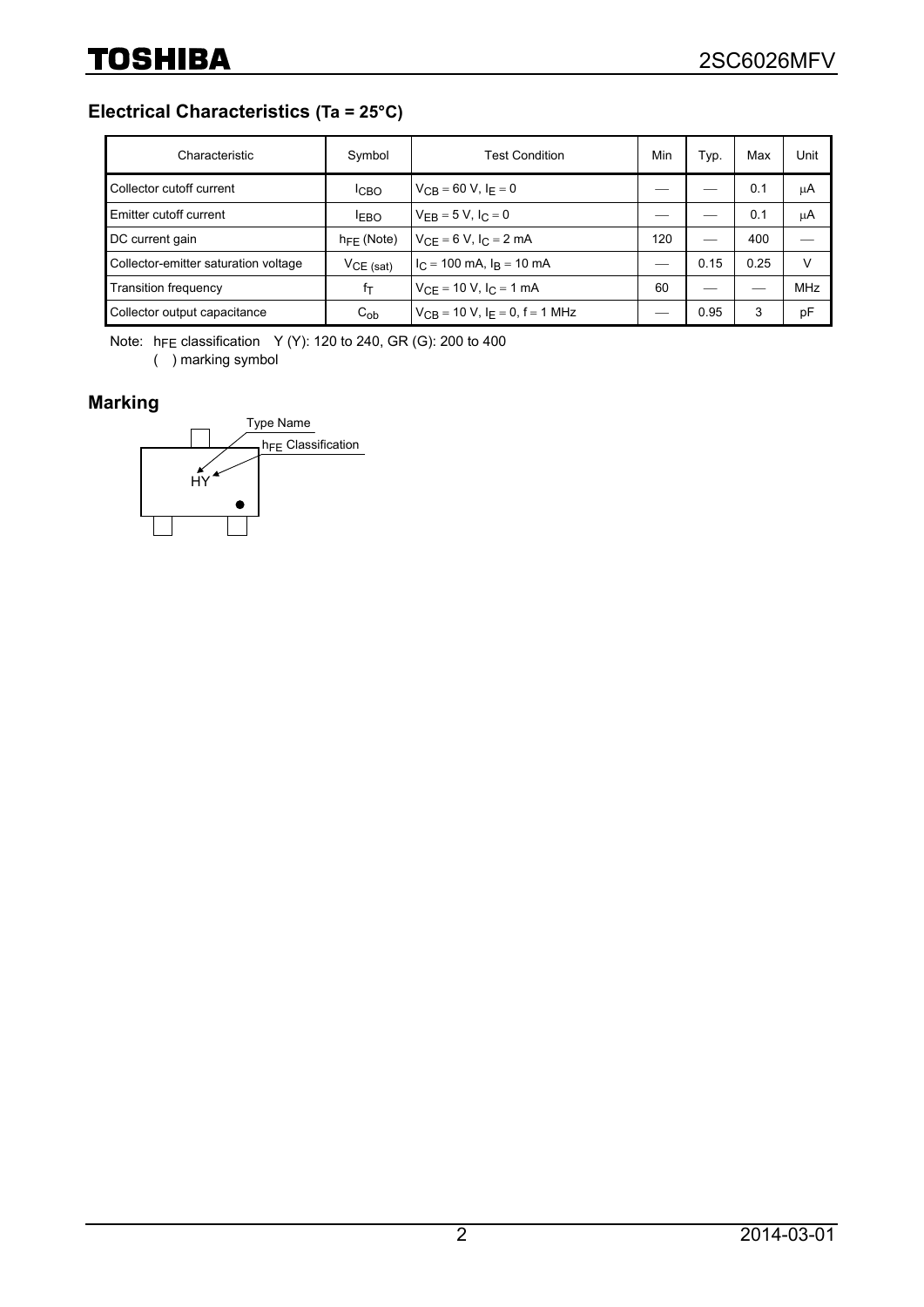## Electrical Characteristics (Ta = 25°C)

| Characteristic | Symbol | Test Condition | Min | Typ. | Max | Unit |
|---|---|---|---|---|---|---|
| Collector cutoff current | $I_{CBO}$ | $V_{CB}$ = 60 V, $I_E$ = 0 | — | — | 0.1 | μA |
| Emitter cutoff current | $I_{EBO}$ | $V_{EB}$ = 5 V, $I_C$ = 0 | — | — | 0.1 | μA |
| DC current gain | $h_{FE}$ (Note) | $V_{CE}$ = 6 V, $I_C$ = 2 mA | 120 | — | 400 | — |
| Collector-emitter saturation voltage | $V_{CE\ (sat)}$ | $I_C$ = 100 mA, $I_B$ = 10 mA | — | 0.15 | 0.25 | V |
| Transition frequency | $f_T$ | $V_{CE}$ = 10 V, $I_C$ = 1 mA | 60 | — | — | MHz |
| Collector output capacitance | $C_{ob}$ | $V_{CB}$ = 10 V, $I_E$ = 0, f = 1 MHz | — | 0.95 | 3 | pF |

Note: $h_{FE}$ classification Y (Y): 120 to 240, GR (G): 200 to 400
( ) marking symbol

## Marking

Type Name

$h_{FE}$ Classification

HY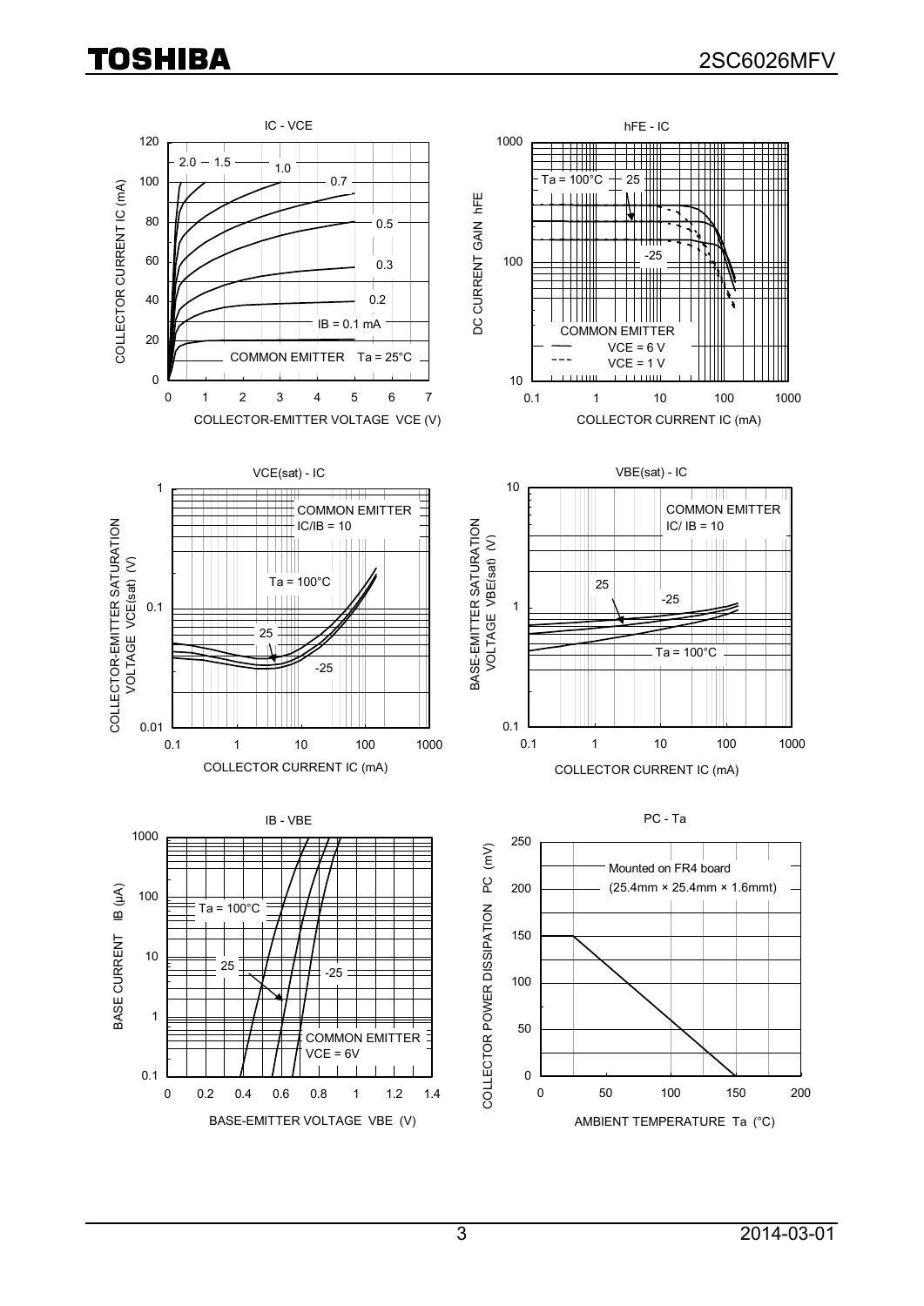IC - VCE

COLLECTOR CURRENT IC (mA)

2.0 – 1.5 – 1.0 – 0.7 – 0.5 – 0.3 – 0.2 – IB = 0.1 mA

COMMON EMITTER Ta = 25°C

COLLECTOR-EMITTER VOLTAGE VCE (V)

hFE - IC

DC CURRENT GAIN hFE

Ta = 100°C, 25, -25

COMMON EMITTER
VCE = 6 V
VCE = 1 V

COLLECTOR CURRENT IC (mA)

VCE(sat) - IC

COLLECTOR-EMITTER SATURATION VOLTAGE VCE(sat) (V)

COMMON EMITTER
IC/IB = 10

Ta = 100°C, 25, -25

COLLECTOR CURRENT IC (mA)

VBE(sat) - IC

BASE-EMITTER SATURATION VOLTAGE VBE(sat) (V)

COMMON EMITTER
IC/ IB = 10

25, -25, Ta = 100°C

COLLECTOR CURRENT IC (mA)

IB - VBE

BASE CURRENT IB (μA)

Ta = 100°C, 25, -25

COMMON EMITTER
VCE = 6V

BASE-EMITTER VOLTAGE VBE (V)

PC - Ta

COLLECTOR POWER DISSIPATION PC (mV)

Mounted on FR4 board
(25.4mm × 25.4mm × 1.6mmt)

AMBIENT TEMPERATURE Ta (°C)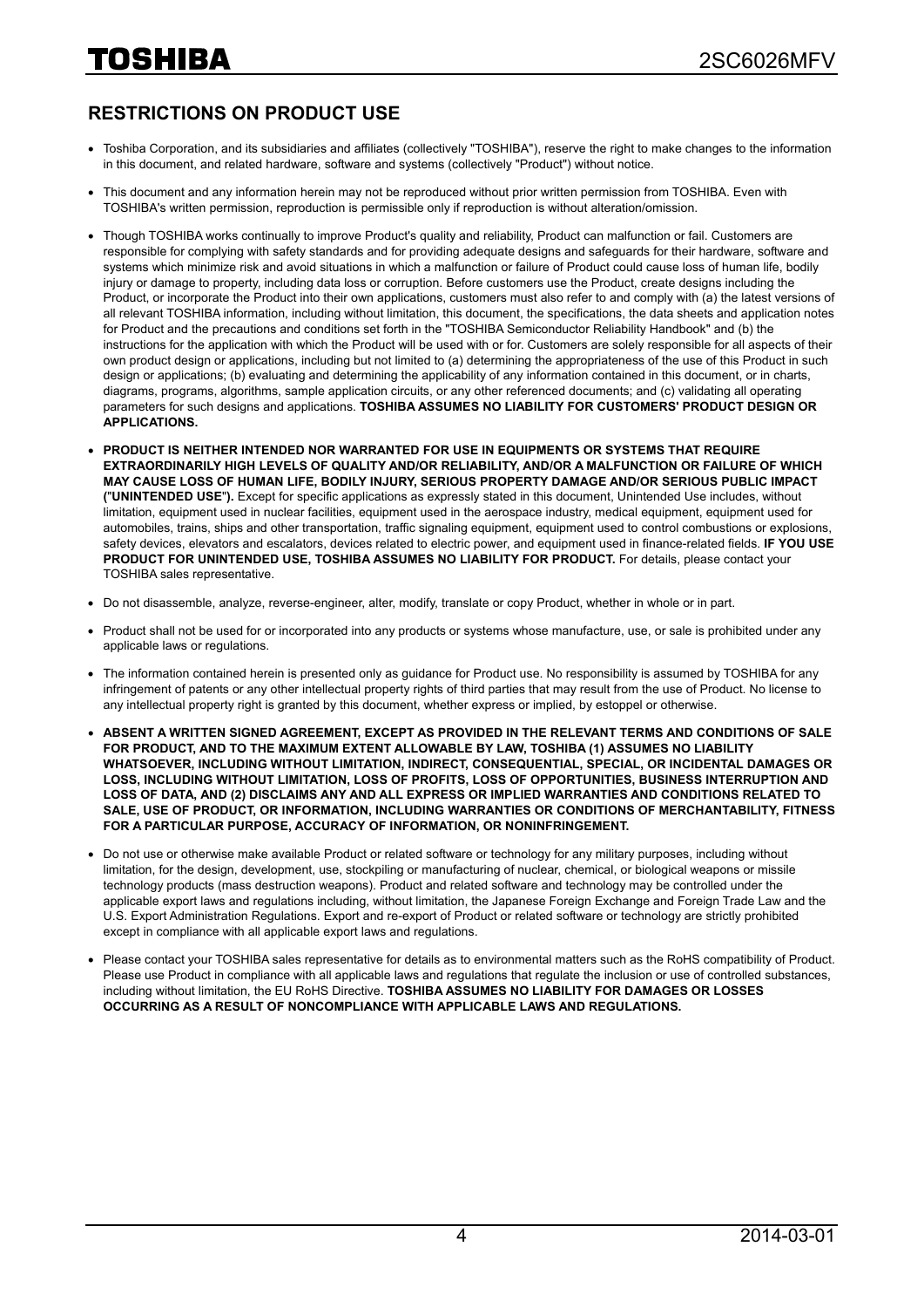## RESTRICTIONS ON PRODUCT USE

- Toshiba Corporation, and its subsidiaries and affiliates (collectively "TOSHIBA"), reserve the right to make changes to the information in this document, and related hardware, software and systems (collectively "Product") without notice.
- This document and any information herein may not be reproduced without prior written permission from TOSHIBA. Even with TOSHIBA's written permission, reproduction is permissible only if reproduction is without alteration/omission.
- Though TOSHIBA works continually to improve Product's quality and reliability, Product can malfunction or fail. Customers are responsible for complying with safety standards and for providing adequate designs and safeguards for their hardware, software and systems which minimize risk and avoid situations in which a malfunction or failure of Product could cause loss of human life, bodily injury or damage to property, including data loss or corruption. Before customers use the Product, create designs including the Product, or incorporate the Product into their own applications, customers must also refer to and comply with (a) the latest versions of all relevant TOSHIBA information, including without limitation, this document, the specifications, the data sheets and application notes for Product and the precautions and conditions set forth in the "TOSHIBA Semiconductor Reliability Handbook" and (b) the instructions for the application with which the Product will be used with or for. Customers are solely responsible for all aspects of their own product design or applications, including but not limited to (a) determining the appropriateness of the use of this Product in such design or applications; (b) evaluating and determining the applicability of any information contained in this document, or in charts, diagrams, programs, algorithms, sample application circuits, or any other referenced documents; and (c) validating all operating parameters for such designs and applications. **TOSHIBA ASSUMES NO LIABILITY FOR CUSTOMERS' PRODUCT DESIGN OR APPLICATIONS.**
- **PRODUCT IS NEITHER INTENDED NOR WARRANTED FOR USE IN EQUIPMENTS OR SYSTEMS THAT REQUIRE EXTRAORDINARILY HIGH LEVELS OF QUALITY AND/OR RELIABILITY, AND/OR A MALFUNCTION OR FAILURE OF WHICH MAY CAUSE LOSS OF HUMAN LIFE, BODILY INJURY, SERIOUS PROPERTY DAMAGE AND/OR SERIOUS PUBLIC IMPACT ("UNINTENDED USE").** Except for specific applications as expressly stated in this document, Unintended Use includes, without limitation, equipment used in nuclear facilities, equipment used in the aerospace industry, medical equipment, equipment used for automobiles, trains, ships and other transportation, traffic signaling equipment, equipment used to control combustions or explosions, safety devices, elevators and escalators, devices related to electric power, and equipment used in finance-related fields. **IF YOU USE PRODUCT FOR UNINTENDED USE, TOSHIBA ASSUMES NO LIABILITY FOR PRODUCT.** For details, please contact your TOSHIBA sales representative.
- Do not disassemble, analyze, reverse-engineer, alter, modify, translate or copy Product, whether in whole or in part.
- Product shall not be used for or incorporated into any products or systems whose manufacture, use, or sale is prohibited under any applicable laws or regulations.
- The information contained herein is presented only as guidance for Product use. No responsibility is assumed by TOSHIBA for any infringement of patents or any other intellectual property rights of third parties that may result from the use of Product. No license to any intellectual property right is granted by this document, whether express or implied, by estoppel or otherwise.
- **ABSENT A WRITTEN SIGNED AGREEMENT, EXCEPT AS PROVIDED IN THE RELEVANT TERMS AND CONDITIONS OF SALE FOR PRODUCT, AND TO THE MAXIMUM EXTENT ALLOWABLE BY LAW, TOSHIBA (1) ASSUMES NO LIABILITY WHATSOEVER, INCLUDING WITHOUT LIMITATION, INDIRECT, CONSEQUENTIAL, SPECIAL, OR INCIDENTAL DAMAGES OR LOSS, INCLUDING WITHOUT LIMITATION, LOSS OF PROFITS, LOSS OF OPPORTUNITIES, BUSINESS INTERRUPTION AND LOSS OF DATA, AND (2) DISCLAIMS ANY AND ALL EXPRESS OR IMPLIED WARRANTIES AND CONDITIONS RELATED TO SALE, USE OF PRODUCT, OR INFORMATION, INCLUDING WARRANTIES OR CONDITIONS OF MERCHANTABILITY, FITNESS FOR A PARTICULAR PURPOSE, ACCURACY OF INFORMATION, OR NONINFRINGEMENT.**
- Do not use or otherwise make available Product or related software or technology for any military purposes, including without limitation, for the design, development, use, stockpiling or manufacturing of nuclear, chemical, or biological weapons or missile technology products (mass destruction weapons). Product and related software and technology may be controlled under the applicable export laws and regulations including, without limitation, the Japanese Foreign Exchange and Foreign Trade Law and the U.S. Export Administration Regulations. Export and re-export of Product or related software or technology are strictly prohibited except in compliance with all applicable export laws and regulations.
- Please contact your TOSHIBA sales representative for details as to environmental matters such as the RoHS compatibility of Product. Please use Product in compliance with all applicable laws and regulations that regulate the inclusion or use of controlled substances, including without limitation, the EU RoHS Directive. **TOSHIBA ASSUMES NO LIABILITY FOR DAMAGES OR LOSSES OCCURRING AS A RESULT OF NONCOMPLIANCE WITH APPLICABLE LAWS AND REGULATIONS.**